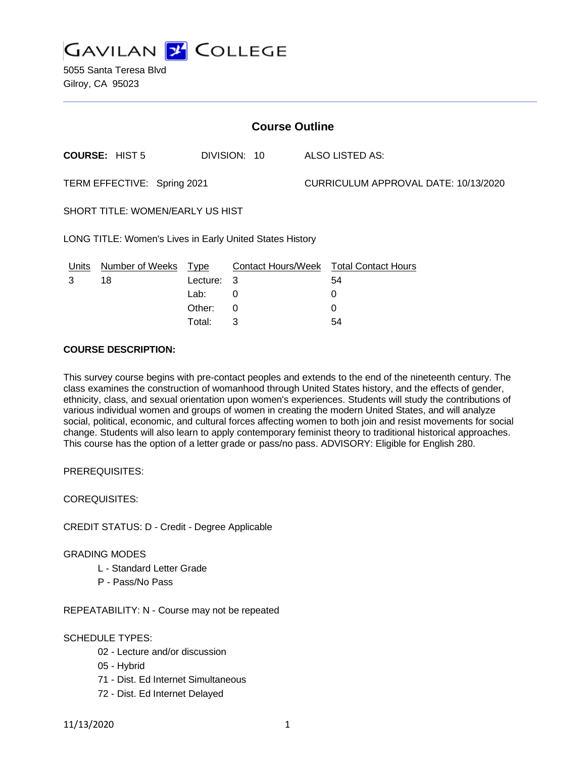# GAVILAN COLLEGE

5055 Santa Teresa Blvd
Gilroy, CA 95023

## Course Outline

**COURSE:** HIST 5 DIVISION: 10 ALSO LISTED AS:

TERM EFFECTIVE: Spring 2021 CURRICULUM APPROVAL DATE: 10/13/2020

SHORT TITLE: WOMEN/EARLY US HIST

LONG TITLE: Women's Lives in Early United States History

| Units | Number of Weeks | Type | Contact Hours/Week | Total Contact Hours |
|---|---|---|---|---|
| 3 | 18 | Lecture: | 3 | 54 |
| | | Lab: | 0 | 0 |
| | | Other: | 0 | 0 |
| | | Total: | 3 | 54 |

**COURSE DESCRIPTION:**

This survey course begins with pre-contact peoples and extends to the end of the nineteenth century. The class examines the construction of womanhood through United States history, and the effects of gender, ethnicity, class, and sexual orientation upon women's experiences. Students will study the contributions of various individual women and groups of women in creating the modern United States, and will analyze social, political, economic, and cultural forces affecting women to both join and resist movements for social change. Students will also learn to apply contemporary feminist theory to traditional historical approaches. This course has the option of a letter grade or pass/no pass. ADVISORY: Eligible for English 280.

PREREQUISITES:

COREQUISITES:

CREDIT STATUS: D - Credit - Degree Applicable

GRADING MODES

- L - Standard Letter Grade
- P - Pass/No Pass

REPEATABILITY: N - Course may not be repeated

SCHEDULE TYPES:

- 02 - Lecture and/or discussion
- 05 - Hybrid
- 71 - Dist. Ed Internet Simultaneous
- 72 - Dist. Ed Internet Delayed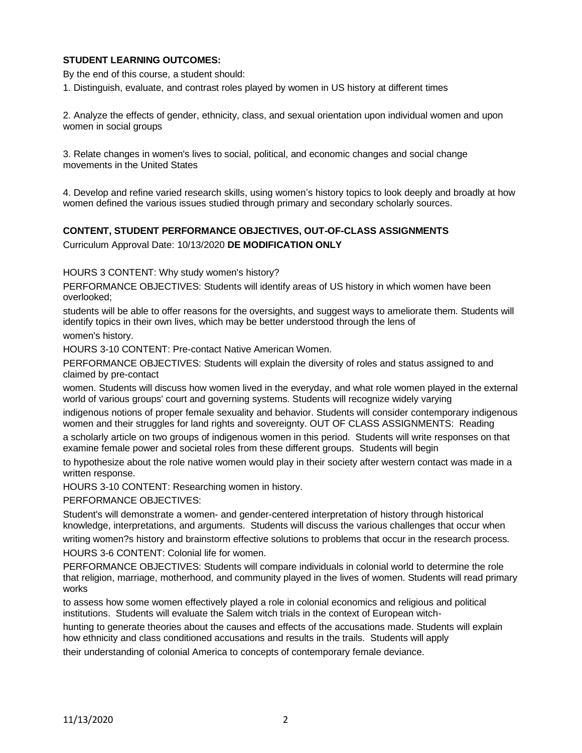**STUDENT LEARNING OUTCOMES:**

By the end of this course, a student should:

1. Distinguish, evaluate, and contrast roles played by women in US history at different times

2. Analyze the effects of gender, ethnicity, class, and sexual orientation upon individual women and upon women in social groups

3. Relate changes in women's lives to social, political, and economic changes and social change movements in the United States

4. Develop and refine varied research skills, using women's history topics to look deeply and broadly at how women defined the various issues studied through primary and secondary scholarly sources.

**CONTENT, STUDENT PERFORMANCE OBJECTIVES, OUT-OF-CLASS ASSIGNMENTS**

Curriculum Approval Date: 10/13/2020 **DE MODIFICATION ONLY**

HOURS 3 CONTENT: Why study women's history?

PERFORMANCE OBJECTIVES: Students will identify areas of US history in which women have been overlooked;
students will be able to offer reasons for the oversights, and suggest ways to ameliorate them. Students will identify topics in their own lives, which may be better understood through the lens of
women's history.

HOURS 3-10 CONTENT: Pre-contact Native American Women.

PERFORMANCE OBJECTIVES: Students will explain the diversity of roles and status assigned to and claimed by pre-contact
women. Students will discuss how women lived in the everyday, and what role women played in the external world of various groups' court and governing systems. Students will recognize widely varying
indigenous notions of proper female sexuality and behavior. Students will consider contemporary indigenous women and their struggles for land rights and sovereignty. OUT OF CLASS ASSIGNMENTS: Reading
a scholarly article on two groups of indigenous women in this period. Students will write responses on that examine female power and societal roles from these different groups. Students will begin
to hypothesize about the role native women would play in their society after western contact was made in a written response.

HOURS 3-10 CONTENT: Researching women in history.

PERFORMANCE OBJECTIVES:

Student's will demonstrate a women- and gender-centered interpretation of history through historical knowledge, interpretations, and arguments. Students will discuss the various challenges that occur when
writing women?s history and brainstorm effective solutions to problems that occur in the research process.

HOURS 3-6 CONTENT: Colonial life for women.

PERFORMANCE OBJECTIVES: Students will compare individuals in colonial world to determine the role that religion, marriage, motherhood, and community played in the lives of women. Students will read primary works
to assess how some women effectively played a role in colonial economics and religious and political institutions. Students will evaluate the Salem witch trials in the context of European witch-
hunting to generate theories about the causes and effects of the accusations made. Students will explain how ethnicity and class conditioned accusations and results in the trails. Students will apply
their understanding of colonial America to concepts of contemporary female deviance.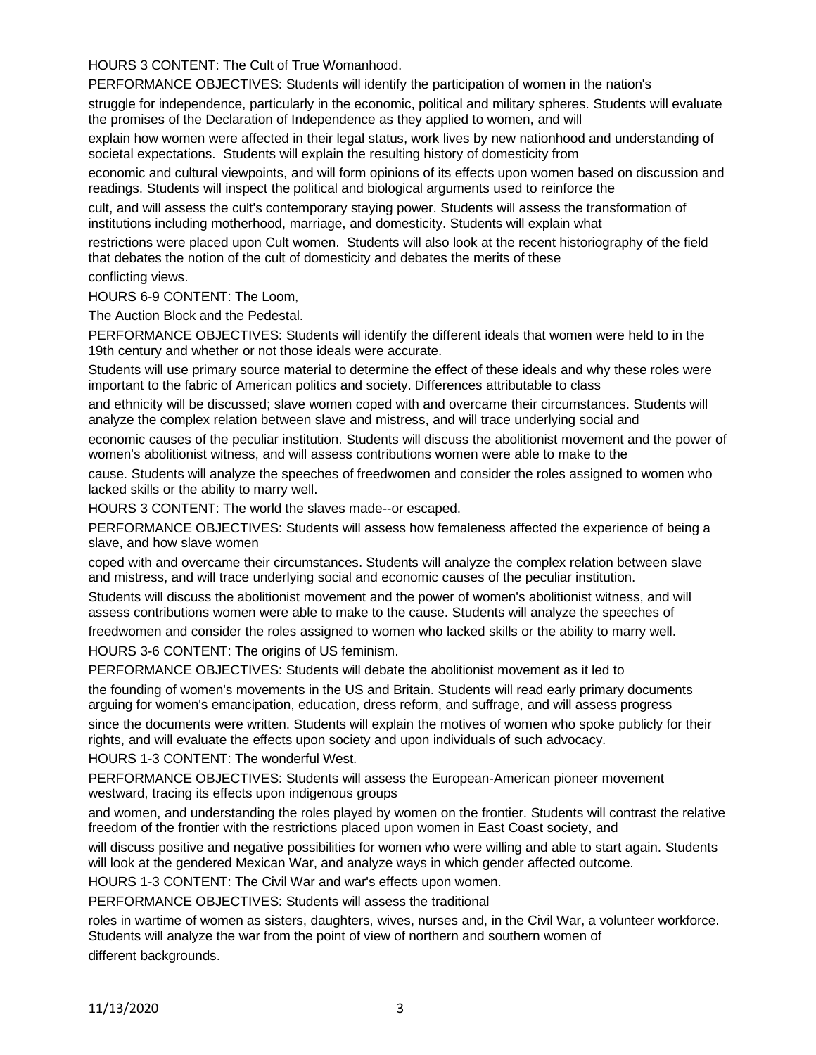HOURS 3 CONTENT: The Cult of True Womanhood.

PERFORMANCE OBJECTIVES: Students will identify the participation of women in the nation's struggle for independence, particularly in the economic, political and military spheres. Students will evaluate the promises of the Declaration of Independence as they applied to women, and will explain how women were affected in their legal status, work lives by new nationhood and understanding of societal expectations. Students will explain the resulting history of domesticity from economic and cultural viewpoints, and will form opinions of its effects upon women based on discussion and readings. Students will inspect the political and biological arguments used to reinforce the cult, and will assess the cult's contemporary staying power. Students will assess the transformation of institutions including motherhood, marriage, and domesticity. Students will explain what restrictions were placed upon Cult women. Students will also look at the recent historiography of the field that debates the notion of the cult of domesticity and debates the merits of these conflicting views.

HOURS 6-9 CONTENT: The Loom,

The Auction Block and the Pedestal.

PERFORMANCE OBJECTIVES: Students will identify the different ideals that women were held to in the 19th century and whether or not those ideals were accurate.

Students will use primary source material to determine the effect of these ideals and why these roles were important to the fabric of American politics and society. Differences attributable to class and ethnicity will be discussed; slave women coped with and overcame their circumstances. Students will analyze the complex relation between slave and mistress, and will trace underlying social and economic causes of the peculiar institution. Students will discuss the abolitionist movement and the power of women's abolitionist witness, and will assess contributions women were able to make to the cause. Students will analyze the speeches of freedwomen and consider the roles assigned to women who lacked skills or the ability to marry well.

HOURS 3 CONTENT: The world the slaves made--or escaped.

PERFORMANCE OBJECTIVES: Students will assess how femaleness affected the experience of being a slave, and how slave women coped with and overcame their circumstances. Students will analyze the complex relation between slave and mistress, and will trace underlying social and economic causes of the peculiar institution.

Students will discuss the abolitionist movement and the power of women's abolitionist witness, and will assess contributions women were able to make to the cause. Students will analyze the speeches of freedwomen and consider the roles assigned to women who lacked skills or the ability to marry well.

HOURS 3-6 CONTENT: The origins of US feminism.

PERFORMANCE OBJECTIVES: Students will debate the abolitionist movement as it led to the founding of women's movements in the US and Britain. Students will read early primary documents arguing for women's emancipation, education, dress reform, and suffrage, and will assess progress since the documents were written. Students will explain the motives of women who spoke publicly for their rights, and will evaluate the effects upon society and upon individuals of such advocacy.

HOURS 1-3 CONTENT: The wonderful West.

PERFORMANCE OBJECTIVES: Students will assess the European-American pioneer movement westward, tracing its effects upon indigenous groups and women, and understanding the roles played by women on the frontier. Students will contrast the relative freedom of the frontier with the restrictions placed upon women in East Coast society, and will discuss positive and negative possibilities for women who were willing and able to start again. Students will look at the gendered Mexican War, and analyze ways in which gender affected outcome.

HOURS 1-3 CONTENT: The Civil War and war's effects upon women.

PERFORMANCE OBJECTIVES: Students will assess the traditional roles in wartime of women as sisters, daughters, wives, nurses and, in the Civil War, a volunteer workforce. Students will analyze the war from the point of view of northern and southern women of different backgrounds.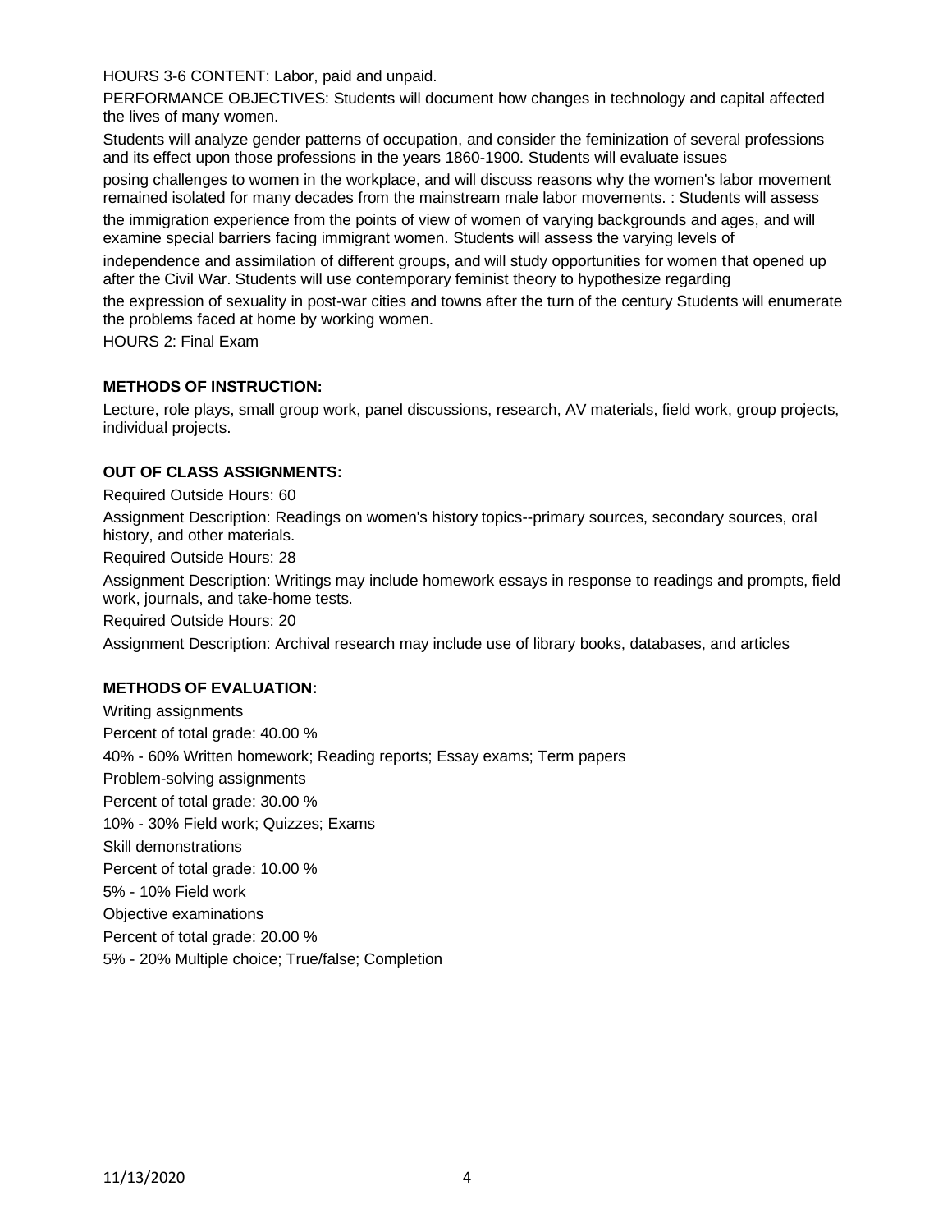HOURS 3-6 CONTENT: Labor, paid and unpaid.

PERFORMANCE OBJECTIVES: Students will document how changes in technology and capital affected the lives of many women.

Students will analyze gender patterns of occupation, and consider the feminization of several professions and its effect upon those professions in the years 1860-1900. Students will evaluate issues posing challenges to women in the workplace, and will discuss reasons why the women's labor movement remained isolated for many decades from the mainstream male labor movements. : Students will assess the immigration experience from the points of view of women of varying backgrounds and ages, and will examine special barriers facing immigrant women. Students will assess the varying levels of independence and assimilation of different groups, and will study opportunities for women that opened up after the Civil War. Students will use contemporary feminist theory to hypothesize regarding the expression of sexuality in post-war cities and towns after the turn of the century Students will enumerate the problems faced at home by working women.

HOURS 2: Final Exam

**METHODS OF INSTRUCTION:**

Lecture, role plays, small group work, panel discussions, research, AV materials, field work, group projects, individual projects.

**OUT OF CLASS ASSIGNMENTS:**

Required Outside Hours: 60

Assignment Description: Readings on women's history topics--primary sources, secondary sources, oral history, and other materials.

Required Outside Hours: 28

Assignment Description: Writings may include homework essays in response to readings and prompts, field work, journals, and take-home tests.

Required Outside Hours: 20

Assignment Description: Archival research may include use of library books, databases, and articles

**METHODS OF EVALUATION:**

Writing assignments

Percent of total grade: 40.00 %

40% - 60% Written homework; Reading reports; Essay exams; Term papers

Problem-solving assignments

Percent of total grade: 30.00 %

10% - 30% Field work; Quizzes; Exams

Skill demonstrations

Percent of total grade: 10.00 %

5% - 10% Field work

Objective examinations

Percent of total grade: 20.00 %

5% - 20% Multiple choice; True/false; Completion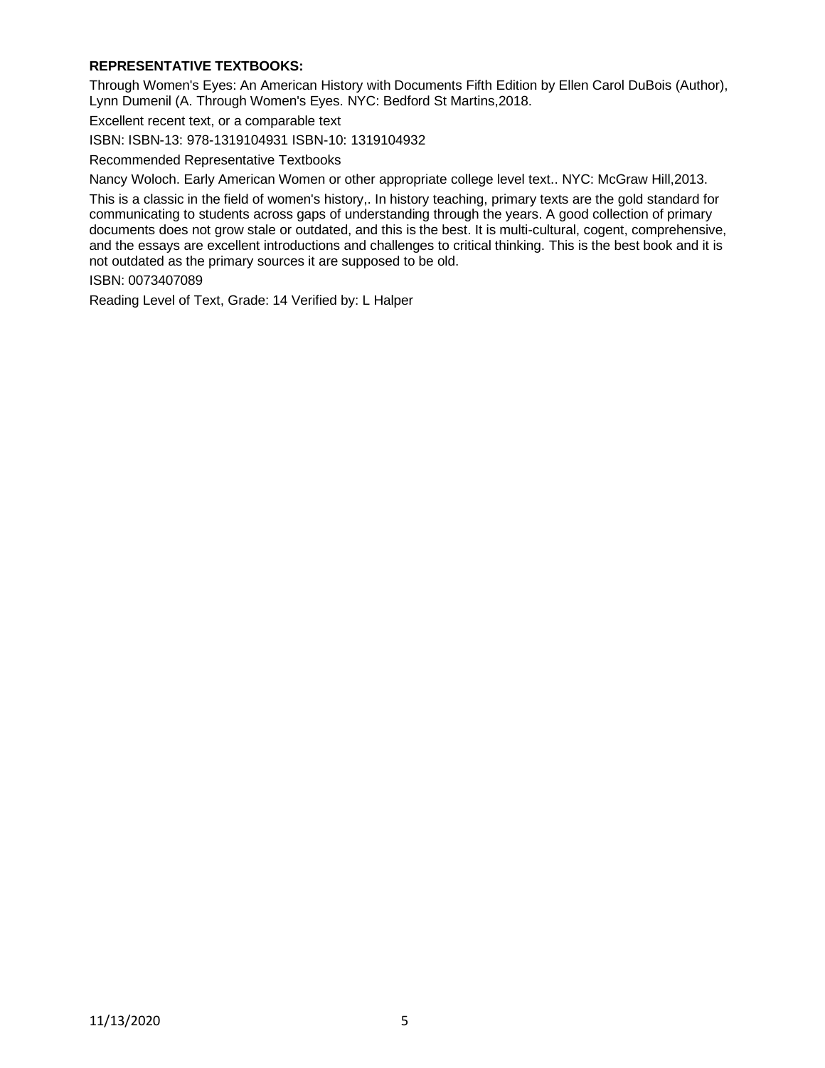**REPRESENTATIVE TEXTBOOKS:**

Through Women's Eyes: An American History with Documents Fifth Edition by Ellen Carol DuBois (Author), Lynn Dumenil (A. Through Women's Eyes. NYC: Bedford St Martins,2018.

Excellent recent text, or a comparable text

ISBN: ISBN-13: 978-1319104931 ISBN-10: 1319104932

Recommended Representative Textbooks

Nancy Woloch. Early American Women or other appropriate college level text.. NYC: McGraw Hill,2013.

This is a classic in the field of women's history,. In history teaching, primary texts are the gold standard for communicating to students across gaps of understanding through the years. A good collection of primary documents does not grow stale or outdated, and this is the best. It is multi-cultural, cogent, comprehensive, and the essays are excellent introductions and challenges to critical thinking. This is the best book and it is not outdated as the primary sources it are supposed to be old.

ISBN: 0073407089

Reading Level of Text, Grade: 14 Verified by: L Halper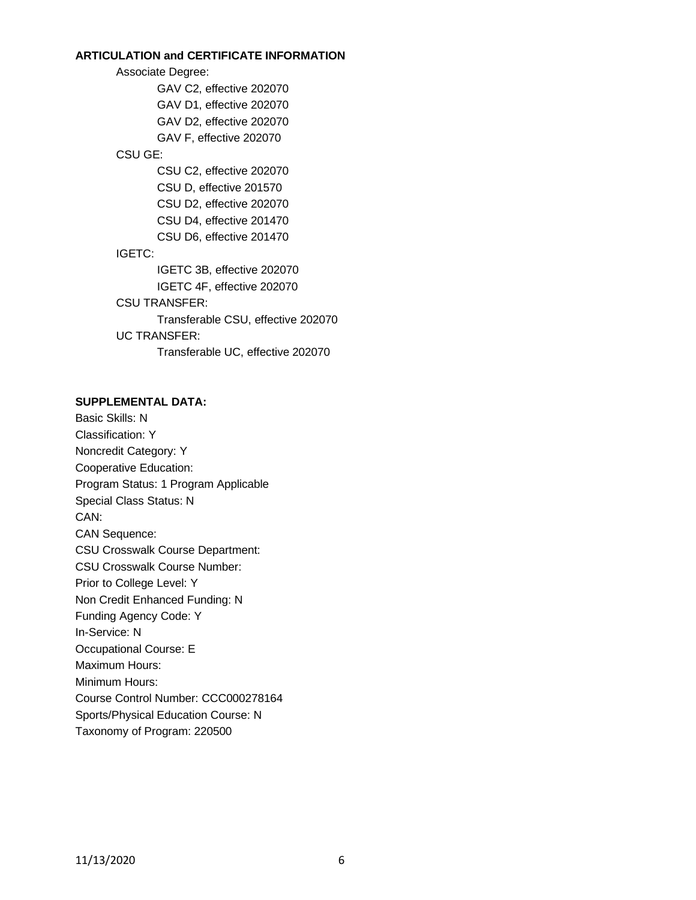**ARTICULATION and CERTIFICATE INFORMATION**

Associate Degree:

- GAV C2, effective 202070
- GAV D1, effective 202070
- GAV D2, effective 202070
- GAV F, effective 202070

CSU GE:

- CSU C2, effective 202070
- CSU D, effective 201570
- CSU D2, effective 202070
- CSU D4, effective 201470
- CSU D6, effective 201470

IGETC:

- IGETC 3B, effective 202070
- IGETC 4F, effective 202070

CSU TRANSFER:

- Transferable CSU, effective 202070

UC TRANSFER:

- Transferable UC, effective 202070

**SUPPLEMENTAL DATA:**

Basic Skills: N
Classification: Y
Noncredit Category: Y
Cooperative Education:
Program Status: 1 Program Applicable
Special Class Status: N
CAN:
CAN Sequence:
CSU Crosswalk Course Department:
CSU Crosswalk Course Number:
Prior to College Level: Y
Non Credit Enhanced Funding: N
Funding Agency Code: Y
In-Service: N
Occupational Course: E
Maximum Hours:
Minimum Hours:
Course Control Number: CCC000278164
Sports/Physical Education Course: N
Taxonomy of Program: 220500